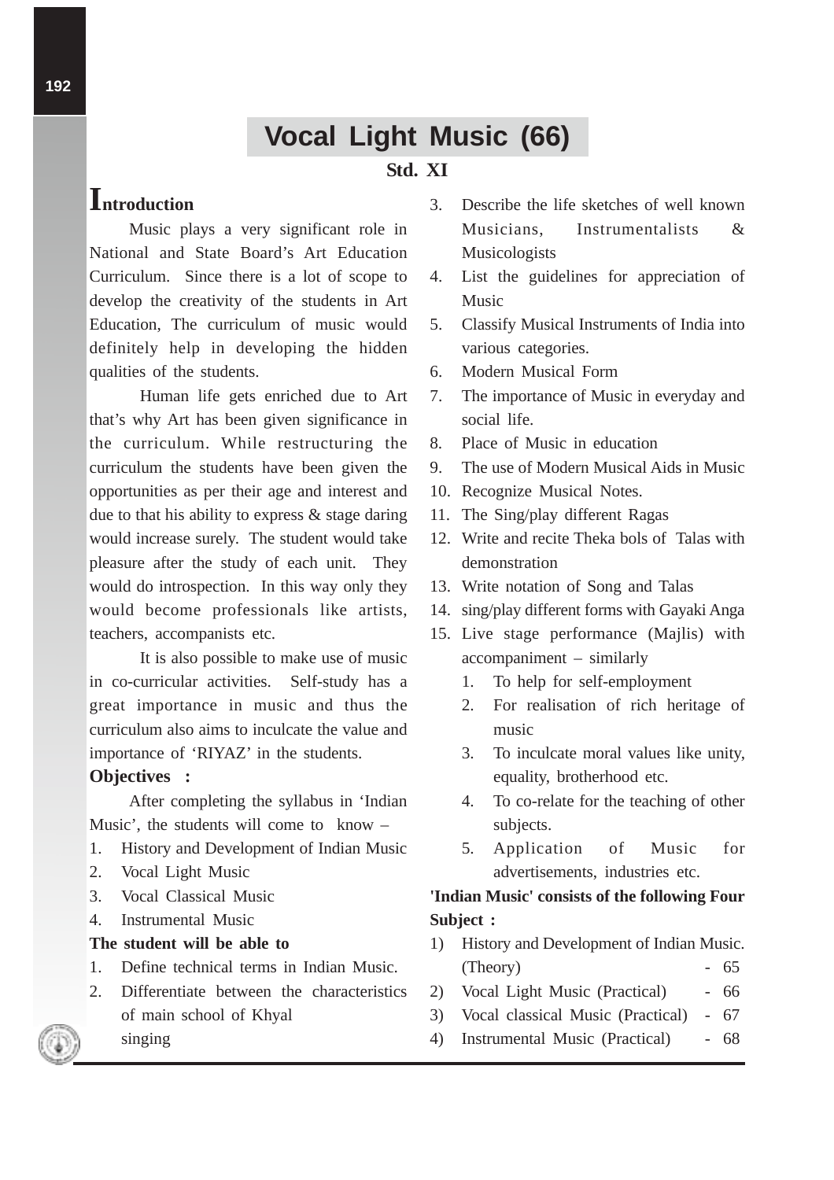# Vocal Light Music (66)

**Std. XI**

## Introduction

Music plays a very significant role in National and State Board's Art Education Curriculum. Since there is a lot of scope to develop the creativity of the students in Art Education, The curriculum of music would definitely help in developing the hidden qualities of the students.

Human life gets enriched due to Art that's why Art has been given significance in the curriculum. While restructuring the curriculum the students have been given the opportunities as per their age and interest and due to that his ability to express & stage daring would increase surely. The student would take pleasure after the study of each unit. They would do introspection. In this way only they would become professionals like artists, teachers, accompanists etc.

It is also possible to make use of music in co-curricular activities. Self-study has a great importance in music and thus the curriculum also aims to inculcate the value and importance of 'RIYAZ' in the students.

**Objectives :**

After completing the syllabus in 'Indian Music', the students will come to know –

1. History and Development of Indian Music
2. Vocal Light Music
3. Vocal Classical Music
4. Instrumental Music

**The student will be able to**

1. Define technical terms in Indian Music.
2. Differentiate between the characteristics of main school of Khyal singing
3. Describe the life sketches of well known Musicians, Instrumentalists & Musicologists
4. List the guidelines for appreciation of Music
5. Classify Musical Instruments of India into various categories.
6. Modern Musical Form
7. The importance of Music in everyday and social life.
8. Place of Music in education
9. The use of Modern Musical Aids in Music
10. Recognize Musical Notes.
11. The Sing/play different Ragas
12. Write and recite Theka bols of Talas with demonstration
13. Write notation of Song and Talas
14. sing/play different forms with Gayaki Anga
15. Live stage performance (Majlis) with accompaniment – similarly
    1. To help for self-employment
    2. For realisation of rich heritage of music
    3. To inculcate moral values like unity, equality, brotherhood etc.
    4. To co-relate for the teaching of other subjects.
    5. Application of Music for advertisements, industries etc.

**'Indian Music' consists of the following Four Subject :**

1) History and Development of Indian Music. (Theory) - 65
2) Vocal Light Music (Practical) - 66
3) Vocal classical Music (Practical) - 67
4) Instrumental Music (Practical) - 68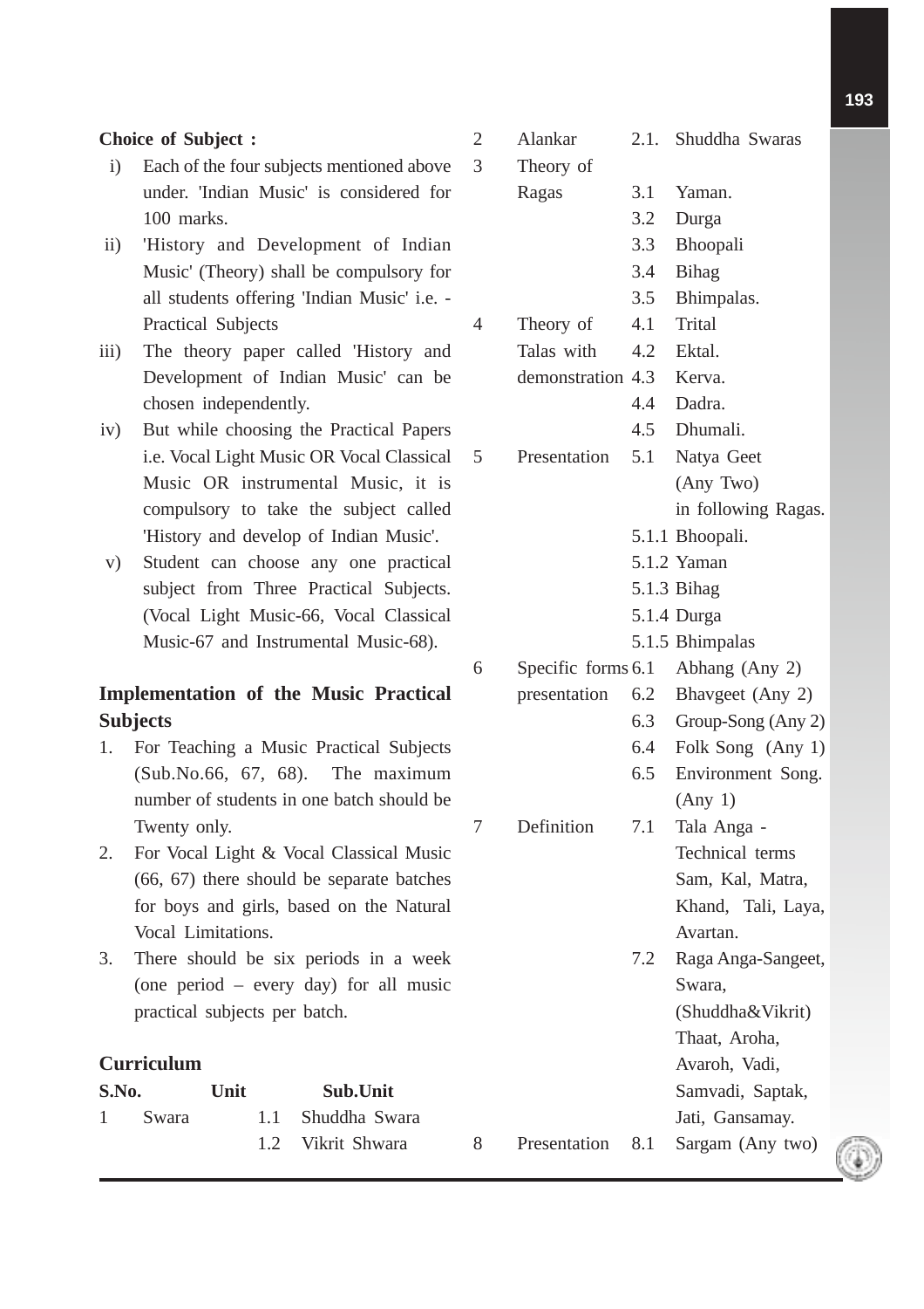**Choice of Subject :**

i) Each of the four subjects mentioned above under. 'Indian Music' is considered for 100 marks.

ii) 'History and Development of Indian Music' (Theory) shall be compulsory for all students offering 'Indian Music' i.e. - Practical Subjects

iii) The theory paper called 'History and Development of Indian Music' can be chosen independently.

iv) But while choosing the Practical Papers i.e. Vocal Light Music OR Vocal Classical Music OR instrumental Music, it is compulsory to take the subject called 'History and develop of Indian Music'.

v) Student can choose any one practical subject from Three Practical Subjects. (Vocal Light Music-66, Vocal Classical Music-67 and Instrumental Music-68).

### Implementation of the Music Practical Subjects

1. For Teaching a Music Practical Subjects (Sub.No.66, 67, 68). The maximum number of students in one batch should be Twenty only.
2. For Vocal Light & Vocal Classical Music (66, 67) there should be separate batches for boys and girls, based on the Natural Vocal Limitations.
3. There should be six periods in a week (one period – every day) for all music practical subjects per batch.

### Curriculum

| S.No. | Unit | | Sub.Unit |
|---|---|---|---|
| 1 | Swara | 1.1 | Shuddha Swara |
| | | 1.2 | Vikrit Shwara |
| 2 | Alankar | 2.1. | Shuddha Swaras |
| 3 | Theory of Ragas | 3.1 | Yaman. |
| | | 3.2 | Durga |
| | | 3.3 | Bhoopali |
| | | 3.4 | Bihag |
| | | 3.5 | Bhimpalas. |
| 4 | Theory of Talas with demonstration | 4.1 | Trital |
| | | 4.2 | Ektal. |
| | | 4.3 | Kerva. |
| | | 4.4 | Dadra. |
| | | 4.5 | Dhumali. |
| 5 | Presentation | 5.1 | Natya Geet (Any Two) in following Ragas. |
| | | 5.1.1 | Bhoopali. |
| | | 5.1.2 | Yaman |
| | | 5.1.3 | Bihag |
| | | 5.1.4 | Durga |
| | | 5.1.5 | Bhimpalas |
| 6 | Specific forms presentation | 6.1 | Abhang (Any 2) |
| | | 6.2 | Bhavgeet (Any 2) |
| | | 6.3 | Group-Song (Any 2) |
| | | 6.4 | Folk Song (Any 1) |
| | | 6.5 | Environment Song. (Any 1) |
| 7 | Definition | 7.1 | Tala Anga - Technical terms Sam, Kal, Matra, Khand, Tali, Laya, Avartan. |
| | | 7.2 | Raga Anga-Sangeet, Swara, (Shuddha&Vikrit) Thaat, Aroha, Avaroh, Vadi, Samvadi, Saptak, Jati, Gansamay. |
| 8 | Presentation | 8.1 | Sargam (Any two) |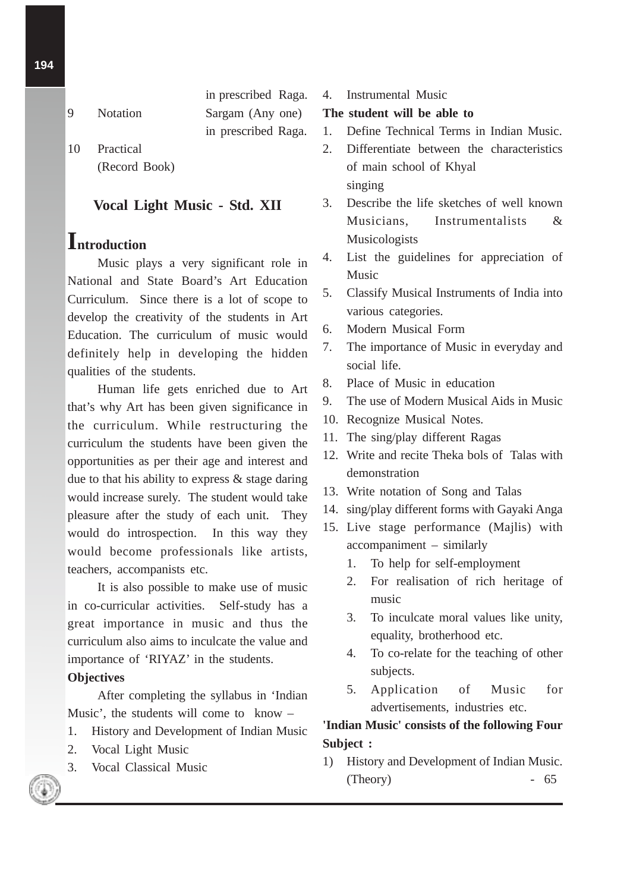| | | |
|---|---|---|
| | | in prescribed Raga. |
| 9 | Notation | Sargam (Any one) in prescribed Raga. |
| 10 | Practical (Record Book) | |

## Vocal Light Music - Std. XII

### Introduction

Music plays a very significant role in National and State Board's Art Education Curriculum. Since there is a lot of scope to develop the creativity of the students in Art Education. The curriculum of music would definitely help in developing the hidden qualities of the students.

Human life gets enriched due to Art that's why Art has been given significance in the curriculum. While restructuring the curriculum the students have been given the opportunities as per their age and interest and due to that his ability to express & stage daring would increase surely. The student would take pleasure after the study of each unit. They would do introspection. In this way they would become professionals like artists, teachers, accompanists etc.

It is also possible to make use of music in co-curricular activities. Self-study has a great importance in music and thus the curriculum also aims to inculcate the value and importance of 'RIYAZ' in the students.

**Objectives**

After completing the syllabus in 'Indian Music', the students will come to know –

1. History and Development of Indian Music
2. Vocal Light Music
3. Vocal Classical Music
4. Instrumental Music

**The student will be able to**

1. Define Technical Terms in Indian Music.
2. Differentiate between the characteristics of main school of Khyal singing
3. Describe the life sketches of well known Musicians, Instrumentalists & Musicologists
4. List the guidelines for appreciation of Music
5. Classify Musical Instruments of India into various categories.
6. Modern Musical Form
7. The importance of Music in everyday and social life.
8. Place of Music in education
9. The use of Modern Musical Aids in Music
10. Recognize Musical Notes.
11. The sing/play different Ragas
12. Write and recite Theka bols of Talas with demonstration
13. Write notation of Song and Talas
14. sing/play different forms with Gayaki Anga
15. Live stage performance (Majlis) with accompaniment – similarly
    1. To help for self-employment
    2. For realisation of rich heritage of music
    3. To inculcate moral values like unity, equality, brotherhood etc.
    4. To co-relate for the teaching of other subjects.
    5. Application of Music for advertisements, industries etc.

**'Indian Music' consists of the following Four Subject :**

1) History and Development of Indian Music. (Theory) - 65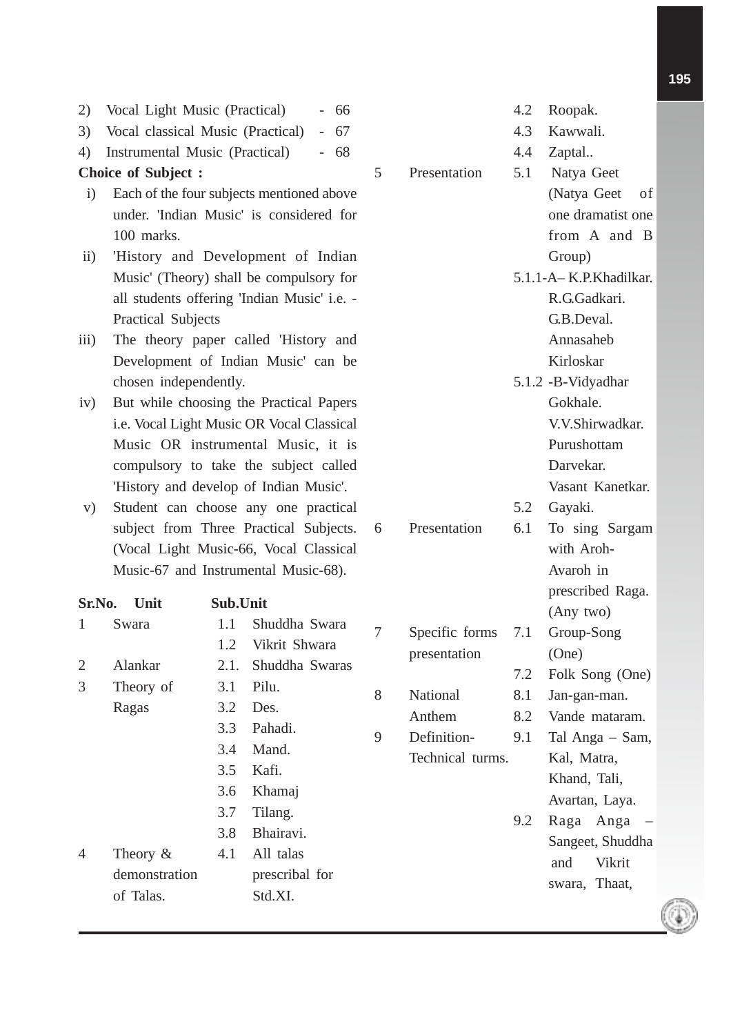2) Vocal Light Music (Practical) - 66
3) Vocal classical Music (Practical) - 67
4) Instrumental Music (Practical) - 68

**Choice of Subject :**

i) Each of the four subjects mentioned above under. 'Indian Music' is considered for 100 marks.

ii) 'History and Development of Indian Music' (Theory) shall be compulsory for all students offering 'Indian Music' i.e. - Practical Subjects

iii) The theory paper called 'History and Development of Indian Music' can be chosen independently.

iv) But while choosing the Practical Papers i.e. Vocal Light Music OR Vocal Classical Music OR instrumental Music, it is compulsory to take the subject called 'History and develop of Indian Music'.

v) Student can choose any one practical subject from Three Practical Subjects. (Vocal Light Music-66, Vocal Classical Music-67 and Instrumental Music-68).

| Sr.No. | Unit | Sub.Unit | |
|---|---|---|---|
| 1 | Swara | 1.1 | Shuddha Swara |
| | | 1.2 | Vikrit Shwara |
| 2 | Alankar | 2.1. | Shuddha Swaras |
| 3 | Theory of Ragas | 3.1 | Pilu. |
| | | 3.2 | Des. |
| | | 3.3 | Pahadi. |
| | | 3.4 | Mand. |
| | | 3.5 | Kafi. |
| | | 3.6 | Khamaj |
| | | 3.7 | Tilang. |
| | | 3.8 | Bhairavi. |
| 4 | Theory & demonstration of Talas. | 4.1 | All talas prescribal for Std.XI. |
| | | 4.2 | Roopak. |
| | | 4.3 | Kawwali. |
| | | 4.4 | Zaptal.. |
| 5 | Presentation | 5.1 | Natya Geet (Natya Geet of one dramatist one from A and B Group) |
| | | 5.1.1 | -A– K.P.Khadilkar. R.G.Gadkari. G.B.Deval. Annasaheb Kirloskar |
| | | 5.1.2 | -B-Vidyadhar Gokhale. V.V.Shirwadkar. Purushottam Darvekar. Vasant Kanetkar. |
| | | 5.2 | Gayaki. |
| 6 | Presentation | 6.1 | To sing Sargam with Aroh-Avaroh in prescribed Raga. (Any two) |
| 7 | Specific forms presentation | 7.1 | Group-Song (One) |
| | | 7.2 | Folk Song (One) |
| 8 | National Anthem | 8.1 | Jan-gan-man. |
| | | 8.2 | Vande mataram. |
| 9 | Definition-Technical turms. | 9.1 | Tal Anga – Sam, Kal, Matra, Khand, Tali, Avartan, Laya. |
| | | 9.2 | Raga Anga – Sangeet, Shuddha and Vikrit swara, Thaat, |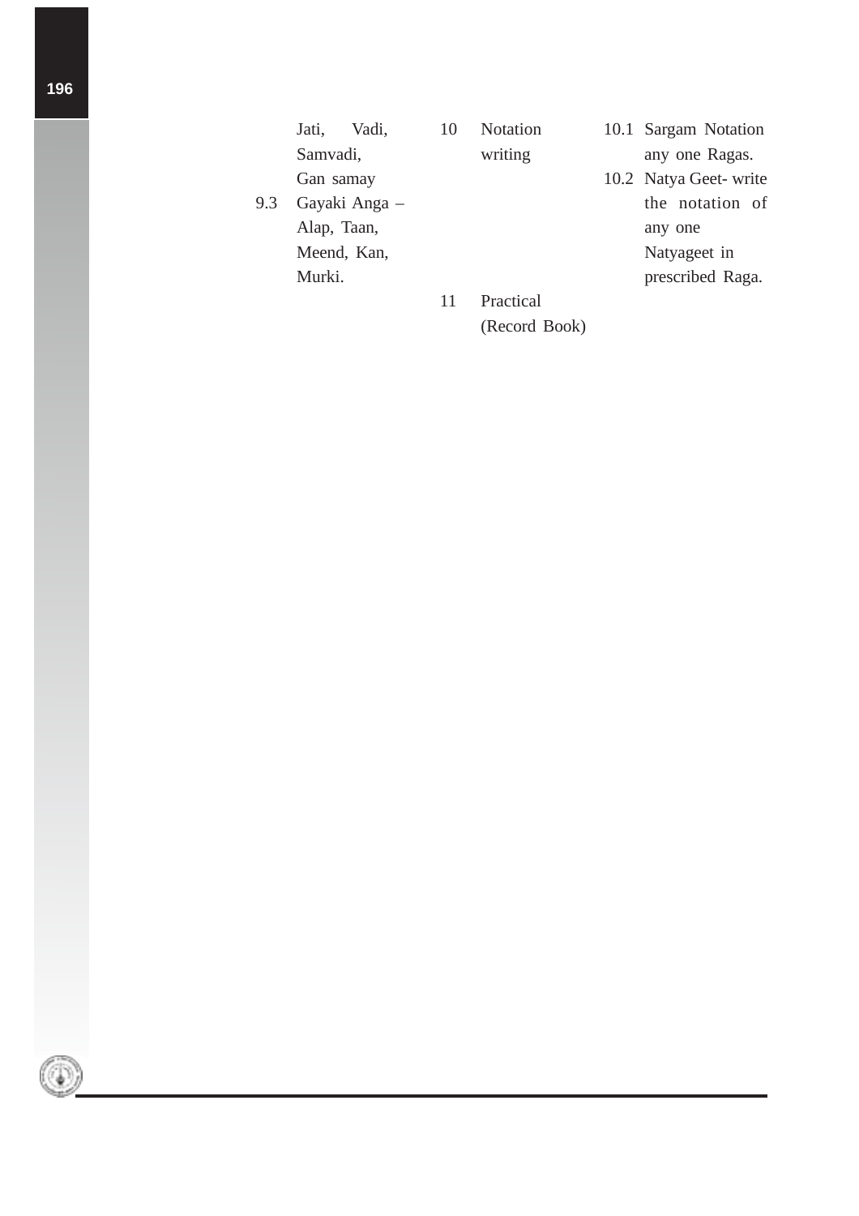| | | | | | |
|---|---|---|---|---|---|
| | Jati, Vadi, Samvadi, Gan samay | 10 | Notation writing | 10.1 | Sargam Notation any one Ragas. |
| 9.3 | Gayaki Anga – Alap, Taan, Meend, Kan, Murki. | | | 10.2 | Natya Geet- write the notation of any one Natyageet in prescribed Raga. |
| | | 11 | Practical (Record Book) | | |